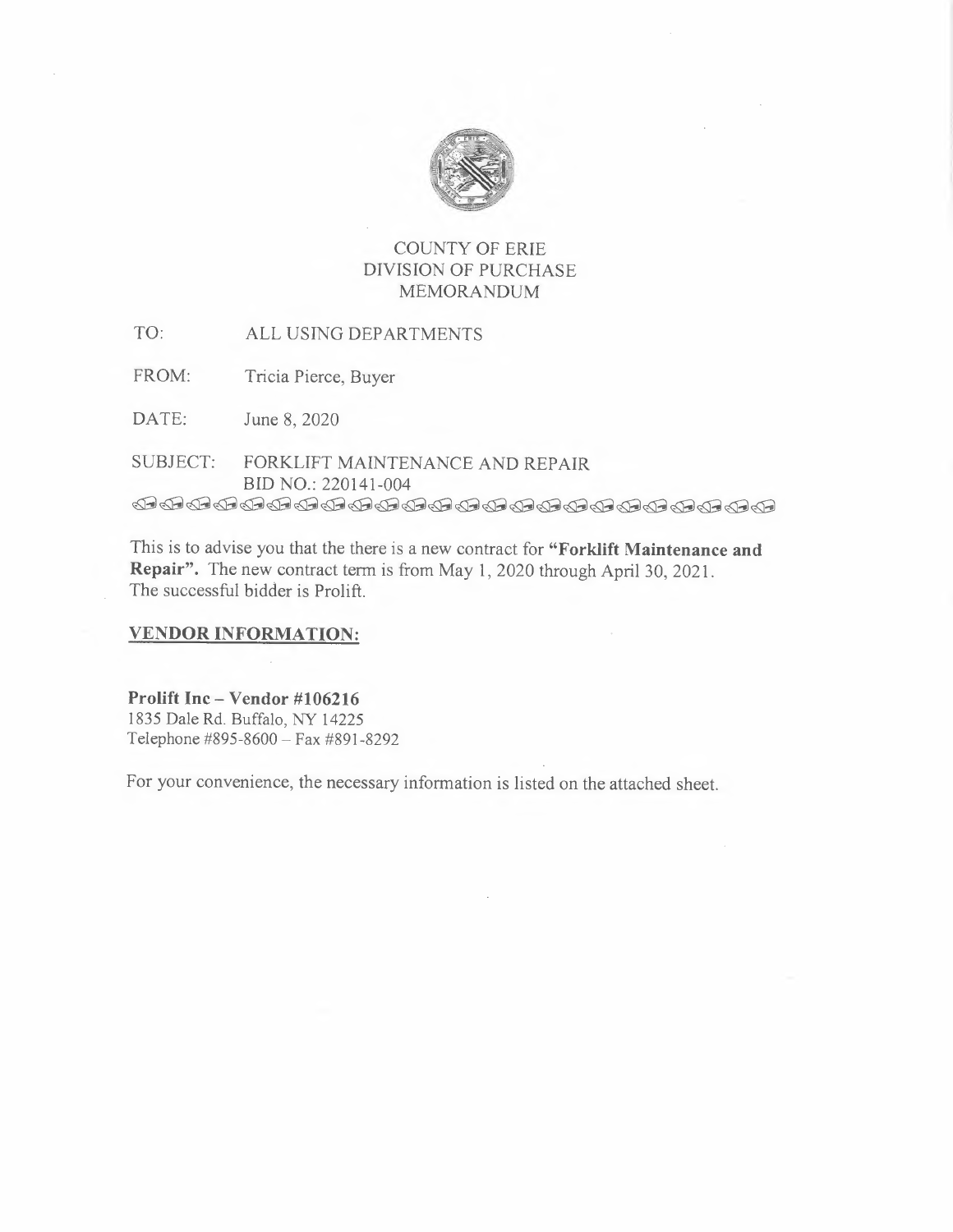# COUNTY OF ERIE
## DIVISION OF PURCHASE
## MEMORANDUM

TO: ALL USING DEPARTMENTS

FROM: Tricia Pierce, Buyer

DATE: June 8, 2020

SUBJECT: FORKLIFT MAINTENANCE AND REPAIR
BID NO.: 220141-004

This is to advise you that the there is a new contract for **"Forklift Maintenance and Repair"**. The new contract term is from May 1, 2020 through April 30, 2021. The successful bidder is Prolift.

## VENDOR INFORMATION:

**Prolift Inc – Vendor #106216**
1835 Dale Rd. Buffalo, NY 14225
Telephone #895-8600 – Fax #891-8292

For your convenience, the necessary information is listed on the attached sheet.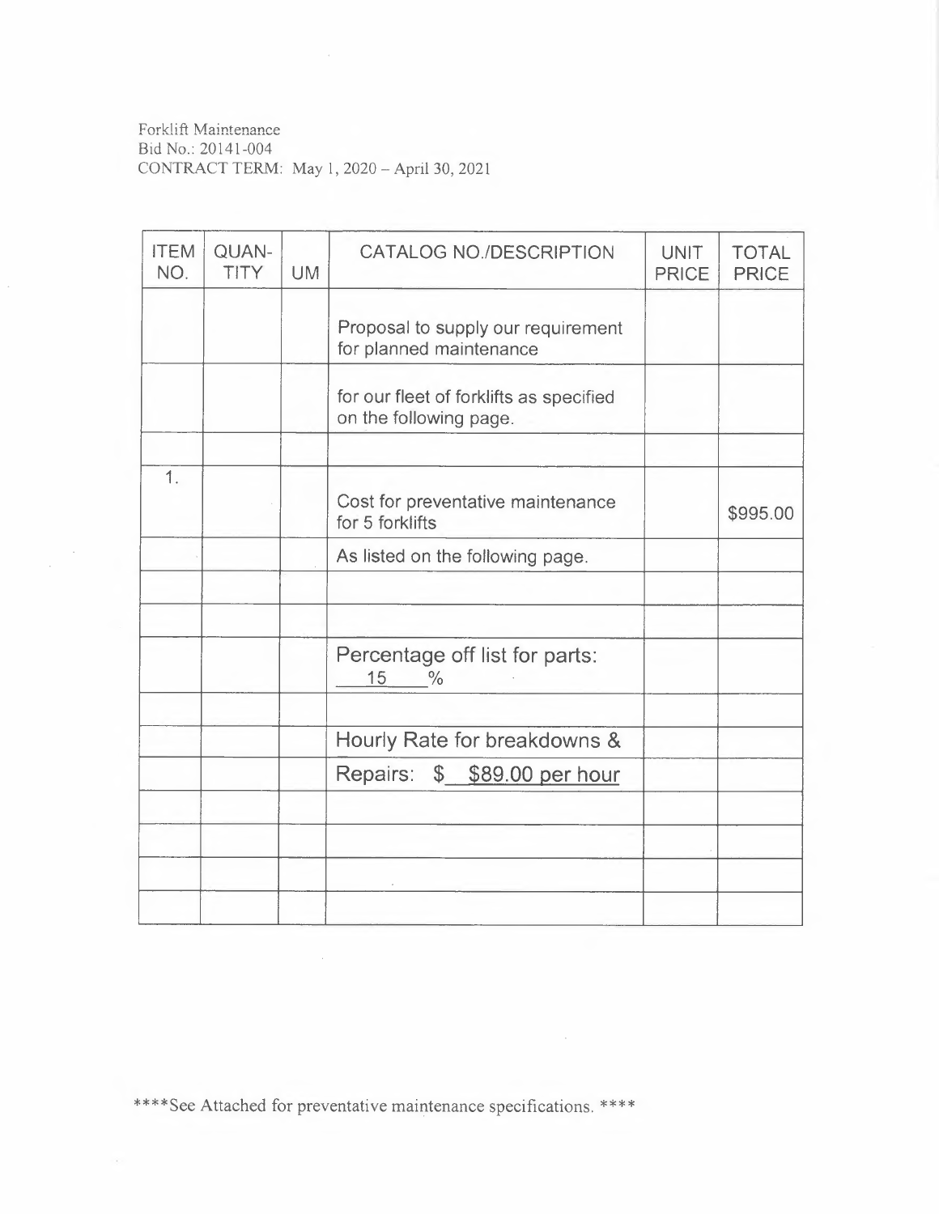Forklift Maintenance
Bid No.: 20141-004
CONTRACT TERM: May 1, 2020 – April 30, 2021

| ITEM NO. | QUAN-TITY | UM | CATALOG NO./DESCRIPTION | UNIT PRICE | TOTAL PRICE |
|---|---|---|---|---|---|
| | | | Proposal to supply our requirement for planned maintenance | | |
| | | | for our fleet of forklifts as specified on the following page. | | |
| | | | | | |
| 1. | | | Cost for preventative maintenance for 5 forklifts | | $995.00 |
| | | | As listed on the following page. | | |
| | | | | | |
| | | | | | |
| | | | Percentage off list for parts: 15 % | | |
| | | | | | |
| | | | Hourly Rate for breakdowns & | | |
| | | | Repairs: $ $89.00 per hour | | |
| | | | | | |
| | | | | | |
| | | | | | |
| | | | | | |

****See Attached for preventative maintenance specifications. ****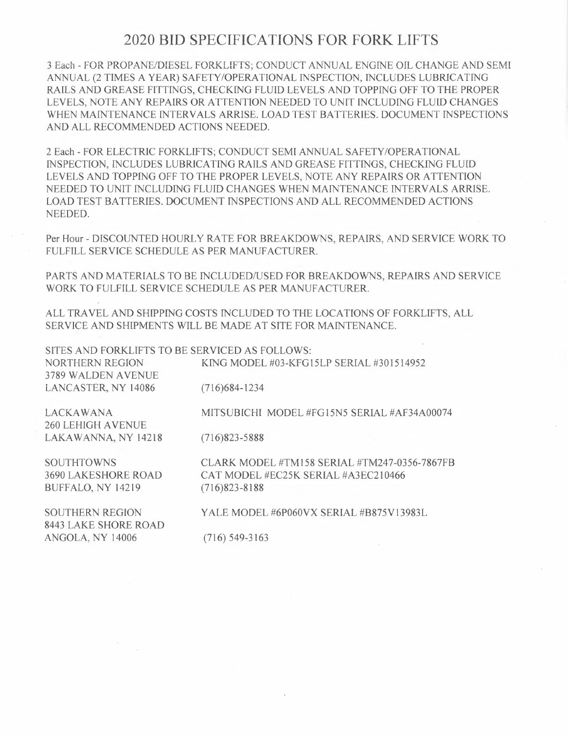# 2020 BID SPECIFICATIONS FOR FORK LIFTS

3 Each - FOR PROPANE/DIESEL FORKLIFTS; CONDUCT ANNUAL ENGINE OIL CHANGE AND SEMI ANNUAL (2 TIMES A YEAR) SAFETY/OPERATIONAL INSPECTION, INCLUDES LUBRICATING RAILS AND GREASE FITTINGS, CHECKING FLUID LEVELS AND TOPPING OFF TO THE PROPER LEVELS, NOTE ANY REPAIRS OR ATTENTION NEEDED TO UNIT INCLUDING FLUID CHANGES WHEN MAINTENANCE INTERVALS ARRISE. LOAD TEST BATTERIES. DOCUMENT INSPECTIONS AND ALL RECOMMENDED ACTIONS NEEDED.

2 Each - FOR ELECTRIC FORKLIFTS; CONDUCT SEMI ANNUAL SAFETY/OPERATIONAL INSPECTION, INCLUDES LUBRICATING RAILS AND GREASE FITTINGS, CHECKING FLUID LEVELS AND TOPPING OFF TO THE PROPER LEVELS, NOTE ANY REPAIRS OR ATTENTION NEEDED TO UNIT INCLUDING FLUID CHANGES WHEN MAINTENANCE INTERVALS ARRISE. LOAD TEST BATTERIES. DOCUMENT INSPECTIONS AND ALL RECOMMENDED ACTIONS NEEDED.

Per Hour - DISCOUNTED HOURLY RATE FOR BREAKDOWNS, REPAIRS, AND SERVICE WORK TO FULFILL SERVICE SCHEDULE AS PER MANUFACTURER.

PARTS AND MATERIALS TO BE INCLUDED/USED FOR BREAKDOWNS, REPAIRS AND SERVICE WORK TO FULFILL SERVICE SCHEDULE AS PER MANUFACTURER.

ALL TRAVEL AND SHIPPING COSTS INCLUDED TO THE LOCATIONS OF FORKLIFTS, ALL SERVICE AND SHIPMENTS WILL BE MADE AT SITE FOR MAINTENANCE.

SITES AND FORKLIFTS TO BE SERVICED AS FOLLOWS:

| | |
|---|---|
| NORTHERN REGION<br>3789 WALDEN AVENUE<br>LANCASTER, NY 14086 | KING MODEL #03-KFG15LP SERIAL #301514952<br>(716)684-1234 |
| LACKAWANA<br>260 LEHIGH AVENUE<br>LAKAWANNA, NY 14218 | MITSUBICHI MODEL #FG15N5 SERIAL #AF34A00074<br>(716)823-5888 |
| SOUTHTOWNS<br>3690 LAKESHORE ROAD<br>BUFFALO, NY 14219 | CLARK MODEL #TM158 SERIAL #TM247-0356-7867FB<br>CAT MODEL #EC25K SERIAL #A3EC210466<br>(716)823-8188 |
| SOUTHERN REGION<br>8443 LAKE SHORE ROAD<br>ANGOLA, NY 14006 | YALE MODEL #6P060VX SERIAL #B875V13983L<br>(716) 549-3163 |